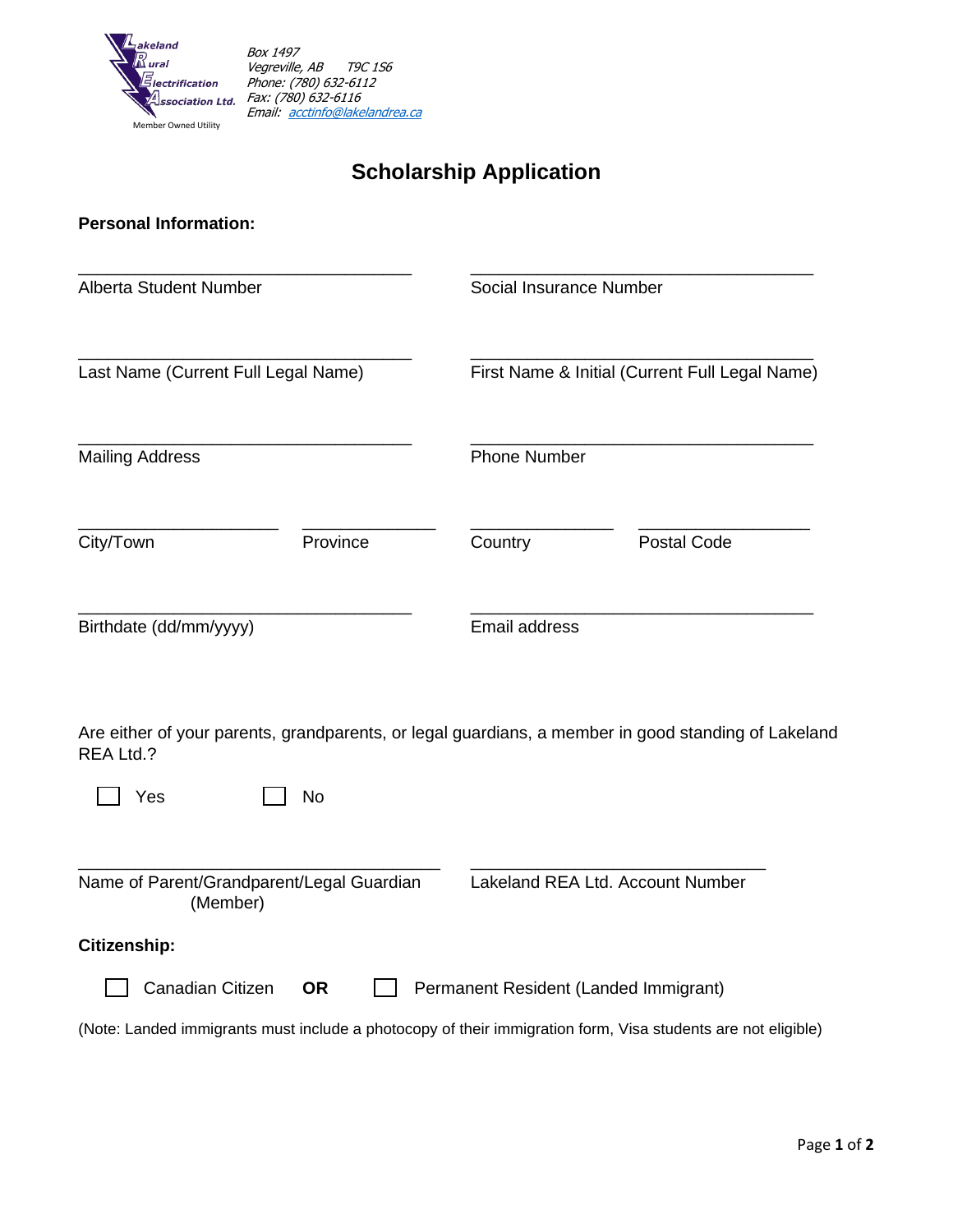**Lakeland Rural Electrification Association Ltd.**
Member Owned Utility

*Box 1497*
*Vegreville, AB T9C 1S6*
*Phone: (780) 632-6112*
*Fax: (780) 632-6116*
*Email: acctinfo@lakelandrea.ca*

# Scholarship Application

**Personal Information:**

| | |
|---|---|
| ______________________________ | ______________________________ |
| Alberta Student Number | Social Insurance Number |
| ______________________________ | ______________________________ |
| Last Name (Current Full Legal Name) | First Name & Initial (Current Full Legal Name) |
| ______________________________ | ______________________________ |
| Mailing Address | Phone Number |

| | | | |
|---|---|---|---|
| ______________ | ______________ | ______________ | ______________ |
| City/Town | Province | Country | Postal Code |

| | |
|---|---|
| ______________________________ | ______________________________ |
| Birthdate (dd/mm/yyyy) | Email address |

Are either of your parents, grandparents, or legal guardians, a member in good standing of Lakeland REA Ltd.?

☐ Yes ☐ No

| | |
|---|---|
| ______________________________ | ______________________________ |
| Name of Parent/Grandparent/Legal Guardian (Member) | Lakeland REA Ltd. Account Number |

**Citizenship:**

☐ Canadian Citizen **OR** ☐ Permanent Resident (Landed Immigrant)

(Note: Landed immigrants must include a photocopy of their immigration form, Visa students are not eligible)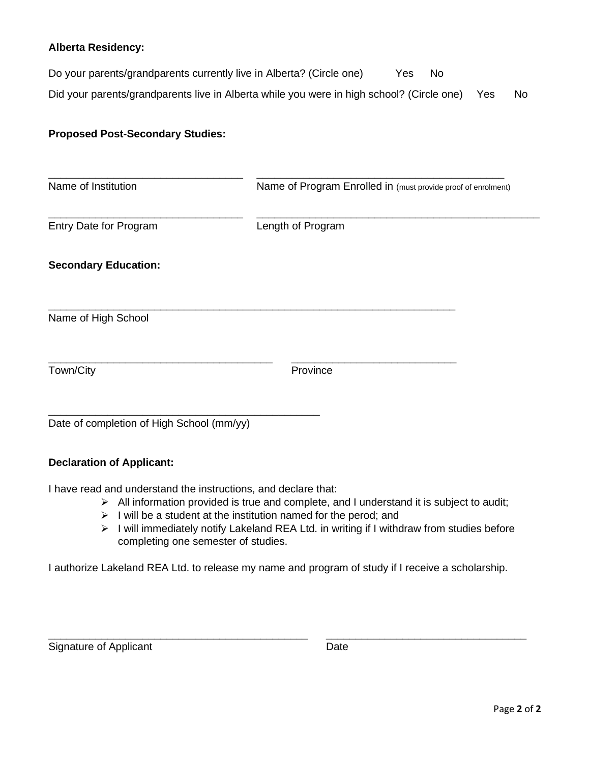**Alberta Residency:**

Do your parents/grandparents currently live in Alberta? (Circle one) Yes No

Did your parents/grandparents live in Alberta while you were in high school? (Circle one) Yes No

**Proposed Post-Secondary Studies:**

________________________________ ________________________________________

Name of Institution Name of Program Enrolled in (must provide proof of enrolment)

________________________________ ______________________________________________

Entry Date for Program Length of Program

**Secondary Education:**

__________________________________________________________________

Name of High School

_____________________________________ ___________________________

Town/City Province

_____________________________________________

Date of completion of High School (mm/yy)

**Declaration of Applicant:**

I have read and understand the instructions, and declare that:

- All information provided is true and complete, and I understand it is subject to audit;
- I will be a student at the institution named for the perod; and
- I will immediately notify Lakeland REA Ltd. in writing if I withdraw from studies before completing one semester of studies.

I authorize Lakeland REA Ltd. to release my name and program of study if I receive a scholarship.

___________________________________________ _________________________________

Signature of Applicant Date